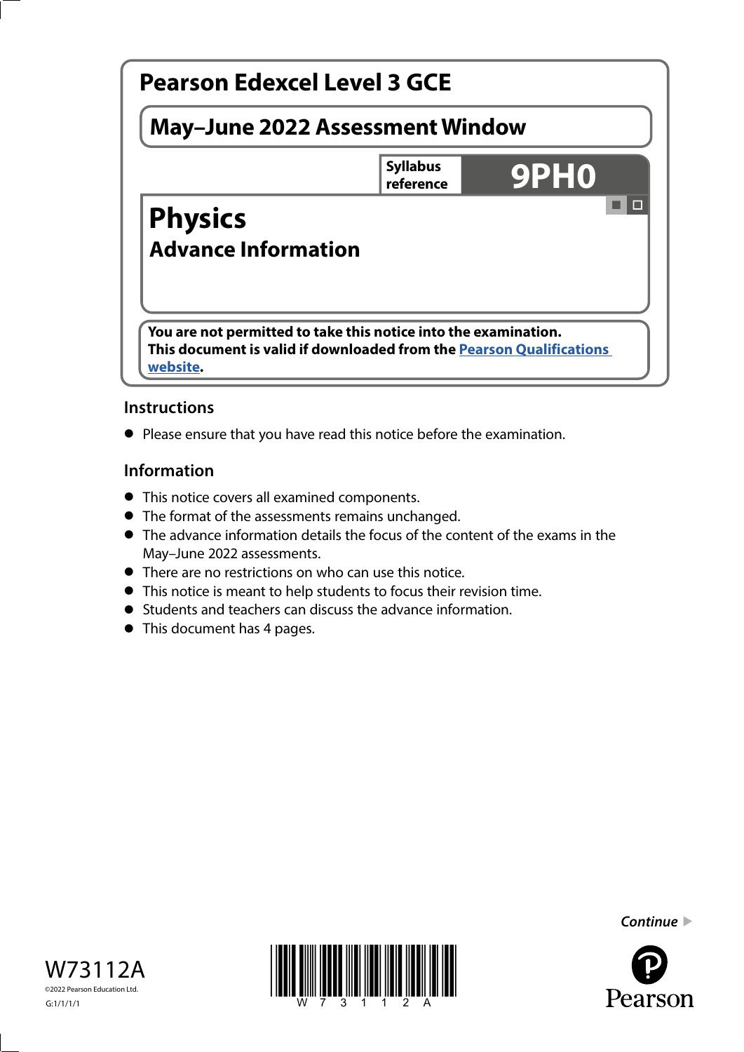# Pearson Edexcel Level 3 GCE

## May–June 2022 Assessment Window

**Syllabus reference** **9PH0**

# Physics

## Advance Information

**You are not permitted to take this notice into the examination.**
**This document is valid if downloaded from the Pearson Qualifications website.**

### Instructions

- Please ensure that you have read this notice before the examination.

### Information

- This notice covers all examined components.
- The format of the assessments remains unchanged.
- The advance information details the focus of the content of the exams in the May–June 2022 assessments.
- There are no restrictions on who can use this notice.
- This notice is meant to help students to focus their revision time.
- Students and teachers can discuss the advance information.
- This document has 4 pages.

*Continue* ▶

W73112A

©2022 Pearson Education Ltd.

G:1/1/1/1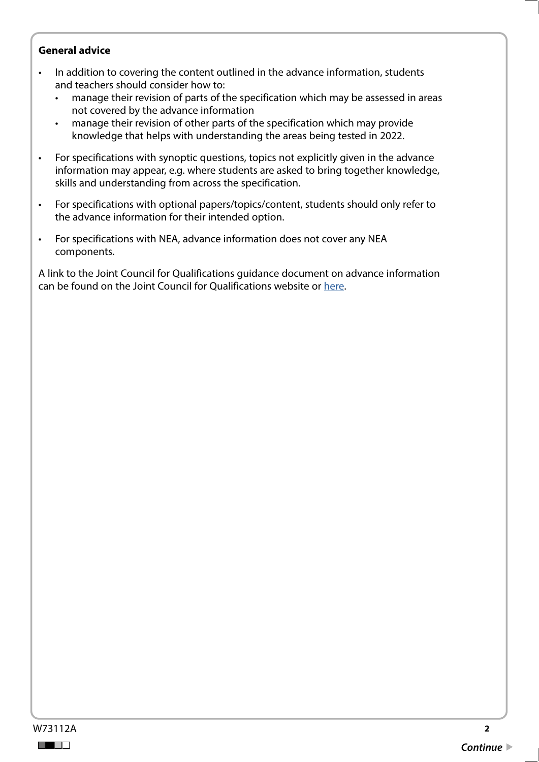**General advice**

- In addition to covering the content outlined in the advance information, students and teachers should consider how to:
  - manage their revision of parts of the specification which may be assessed in areas not covered by the advance information
  - manage their revision of other parts of the specification which may provide knowledge that helps with understanding the areas being tested in 2022.
- For specifications with synoptic questions, topics not explicitly given in the advance information may appear, e.g. where students are asked to bring together knowledge, skills and understanding from across the specification.
- For specifications with optional papers/topics/content, students should only refer to the advance information for their intended option.
- For specifications with NEA, advance information does not cover any NEA components.

A link to the Joint Council for Qualifications guidance document on advance information can be found on the Joint Council for Qualifications website or here.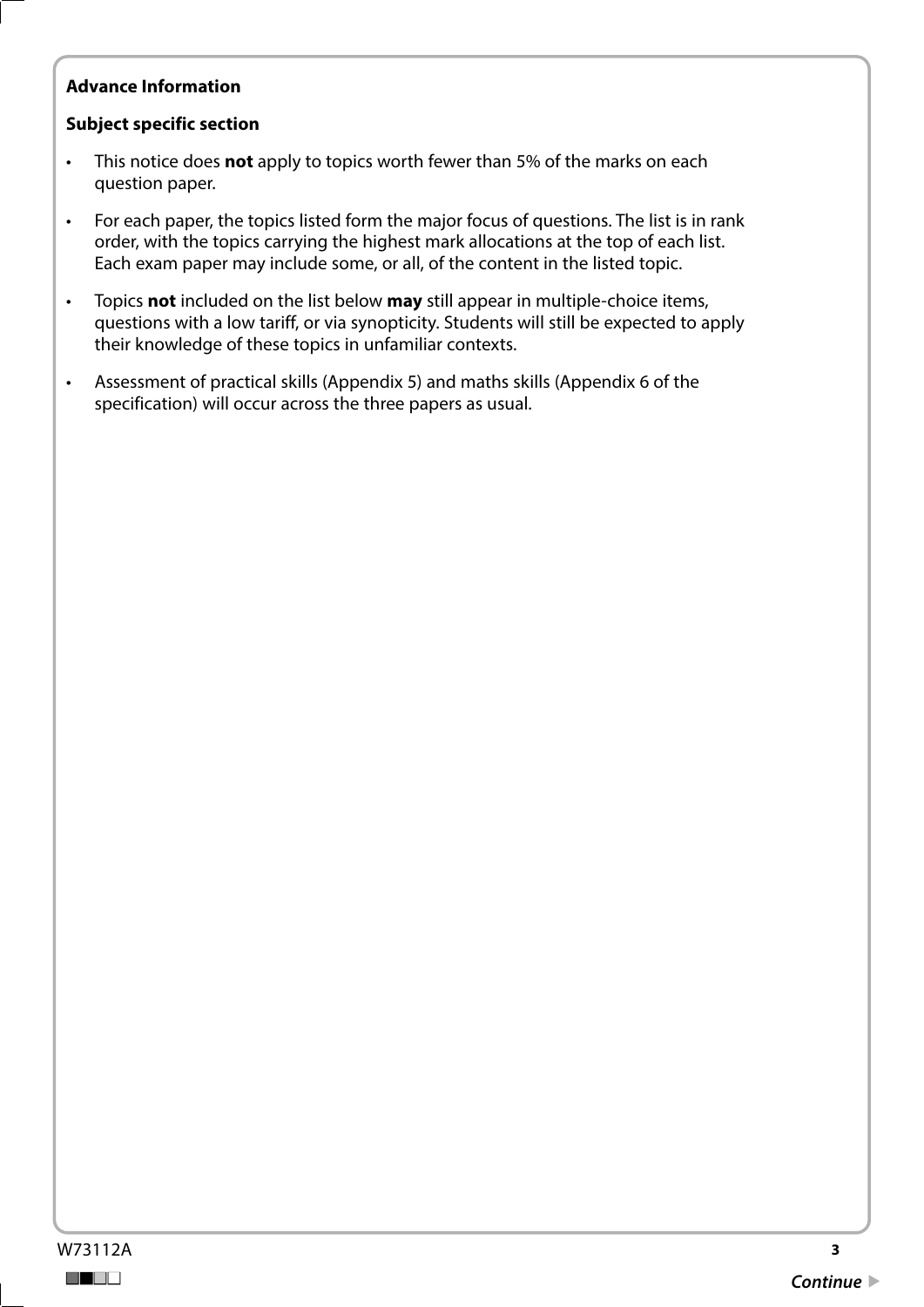**Advance Information**

**Subject specific section**

- This notice does **not** apply to topics worth fewer than 5% of the marks on each question paper.
- For each paper, the topics listed form the major focus of questions. The list is in rank order, with the topics carrying the highest mark allocations at the top of each list. Each exam paper may include some, or all, of the content in the listed topic.
- Topics **not** included on the list below **may** still appear in multiple-choice items, questions with a low tariff, or via synopticity. Students will still be expected to apply their knowledge of these topics in unfamiliar contexts.
- Assessment of practical skills (Appendix 5) and maths skills (Appendix 6 of the specification) will occur across the three papers as usual.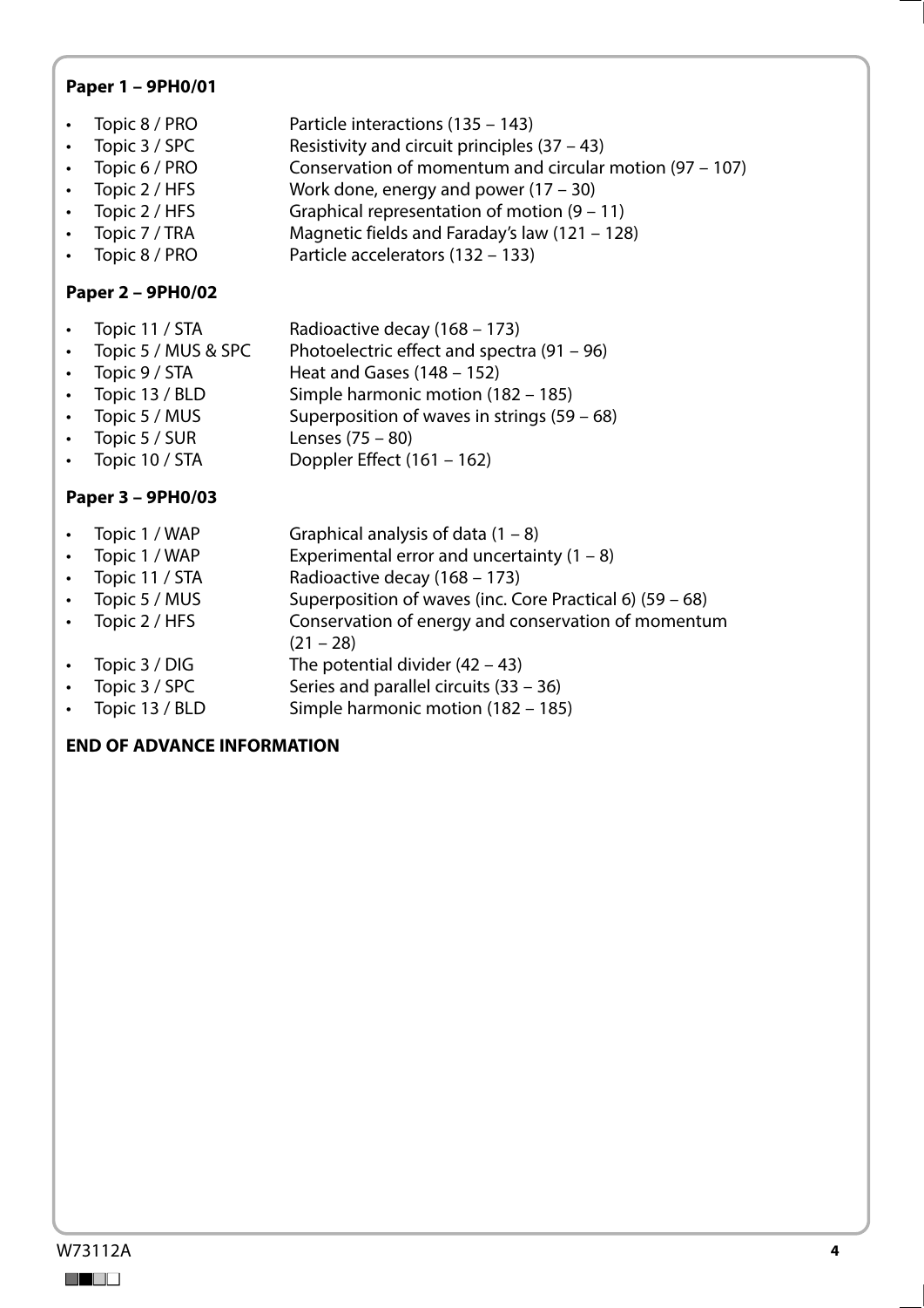**Paper 1 – 9PH0/01**

- Topic 8 / PRO — Particle interactions (135 – 143)
- Topic 3 / SPC — Resistivity and circuit principles (37 – 43)
- Topic 6 / PRO — Conservation of momentum and circular motion (97 – 107)
- Topic 2 / HFS — Work done, energy and power (17 – 30)
- Topic 2 / HFS — Graphical representation of motion (9 – 11)
- Topic 7 / TRA — Magnetic fields and Faraday's law (121 – 128)
- Topic 8 / PRO — Particle accelerators (132 – 133)

**Paper 2 – 9PH0/02**

- Topic 11 / STA — Radioactive decay (168 – 173)
- Topic 5 / MUS & SPC — Photoelectric effect and spectra (91 – 96)
- Topic 9 / STA — Heat and Gases (148 – 152)
- Topic 13 / BLD — Simple harmonic motion (182 – 185)
- Topic 5 / MUS — Superposition of waves in strings (59 – 68)
- Topic 5 / SUR — Lenses (75 – 80)
- Topic 10 / STA — Doppler Effect (161 – 162)

**Paper 3 – 9PH0/03**

- Topic 1 / WAP — Graphical analysis of data (1 – 8)
- Topic 1 / WAP — Experimental error and uncertainty (1 – 8)
- Topic 11 / STA — Radioactive decay (168 – 173)
- Topic 5 / MUS — Superposition of waves (inc. Core Practical 6) (59 – 68)
- Topic 2 / HFS — Conservation of energy and conservation of momentum (21 – 28)
- Topic 3 / DIG — The potential divider (42 – 43)
- Topic 3 / SPC — Series and parallel circuits (33 – 36)
- Topic 13 / BLD — Simple harmonic motion (182 – 185)

**END OF ADVANCE INFORMATION**